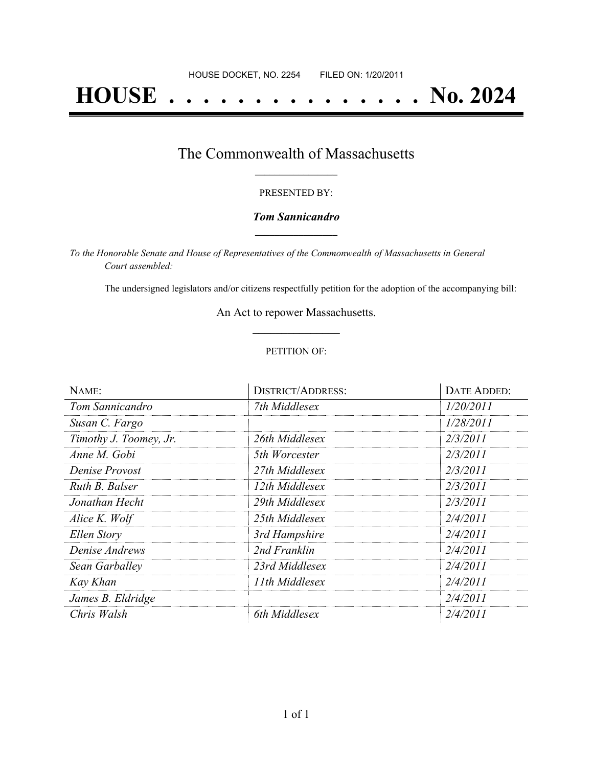HOUSE DOCKET, NO. 2254        FILED ON: 1/20/2011

# HOUSE . . . . . . . . . . . . . . . No. 2024

## The Commonwealth of Massachusetts

PRESENTED BY:

***Tom Sannicandro***

*To the Honorable Senate and House of Representatives of the Commonwealth of Massachusetts in General Court assembled:*

The undersigned legislators and/or citizens respectfully petition for the adoption of the accompanying bill:

An Act to repower Massachusetts.

PETITION OF:

| NAME: | DISTRICT/ADDRESS: | DATE ADDED: |
|---|---|---|
| *Tom Sannicandro* | *7th Middlesex* | *1/20/2011* |
| *Susan C. Fargo* | | *1/28/2011* |
| *Timothy J. Toomey, Jr.* | *26th Middlesex* | *2/3/2011* |
| *Anne M. Gobi* | *5th Worcester* | *2/3/2011* |
| *Denise Provost* | *27th Middlesex* | *2/3/2011* |
| *Ruth B. Balser* | *12th Middlesex* | *2/3/2011* |
| *Jonathan Hecht* | *29th Middlesex* | *2/3/2011* |
| *Alice K. Wolf* | *25th Middlesex* | *2/4/2011* |
| *Ellen Story* | *3rd Hampshire* | *2/4/2011* |
| *Denise Andrews* | *2nd Franklin* | *2/4/2011* |
| *Sean Garballey* | *23rd Middlesex* | *2/4/2011* |
| *Kay Khan* | *11th Middlesex* | *2/4/2011* |
| *James B. Eldridge* | | *2/4/2011* |
| *Chris Walsh* | *6th Middlesex* | *2/4/2011* |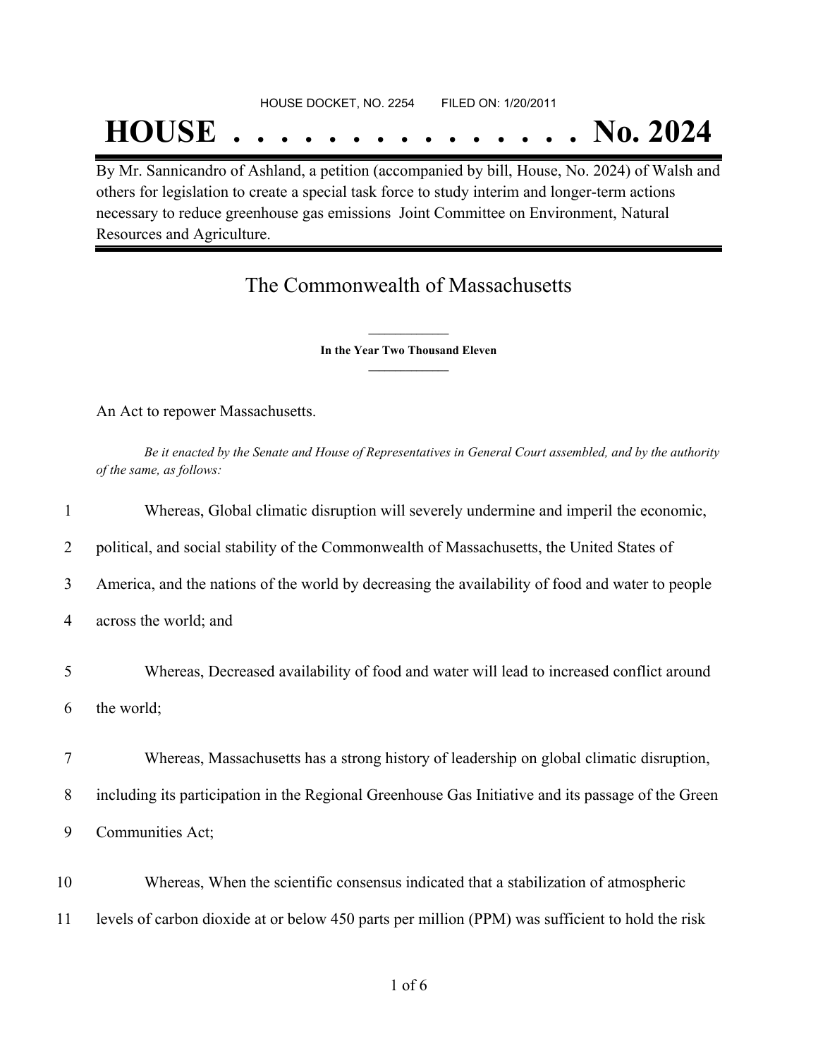HOUSE DOCKET, NO. 2254 FILED ON: 1/20/2011

# HOUSE . . . . . . . . . . . . . . . No. 2024

By Mr. Sannicandro of Ashland, a petition (accompanied by bill, House, No. 2024) of Walsh and others for legislation to create a special task force to study interim and longer-term actions necessary to reduce greenhouse gas emissions Joint Committee on Environment, Natural Resources and Agriculture.

## The Commonwealth of Massachusetts

**In the Year Two Thousand Eleven**

An Act to repower Massachusetts.

*Be it enacted by the Senate and House of Representatives in General Court assembled, and by the authority of the same, as follows:*

1 Whereas, Global climatic disruption will severely undermine and imperil the economic,
2 political, and social stability of the Commonwealth of Massachusetts, the United States of
3 America, and the nations of the world by decreasing the availability of food and water to people
4 across the world; and

5 Whereas, Decreased availability of food and water will lead to increased conflict around
6 the world;

7 Whereas, Massachusetts has a strong history of leadership on global climatic disruption,
8 including its participation in the Regional Greenhouse Gas Initiative and its passage of the Green
9 Communities Act;

10 Whereas, When the scientific consensus indicated that a stabilization of atmospheric
11 levels of carbon dioxide at or below 450 parts per million (PPM) was sufficient to hold the risk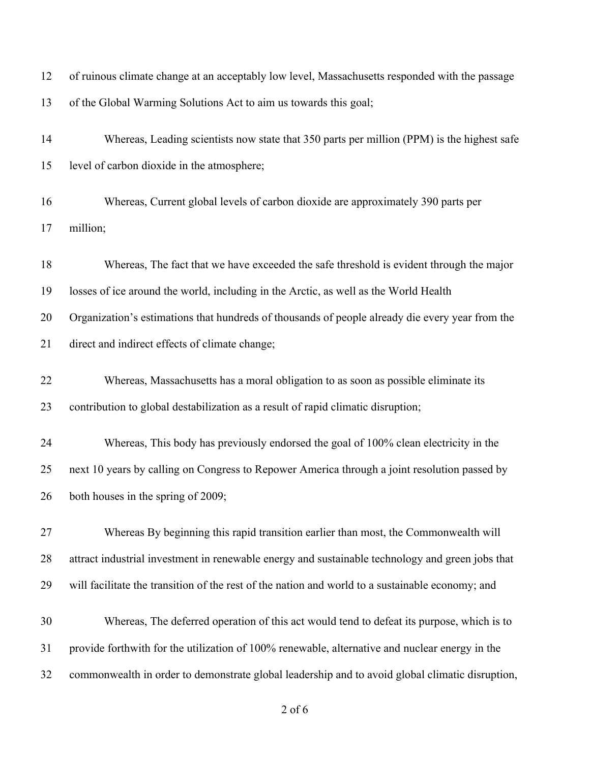of ruinous climate change at an acceptably low level, Massachusetts responded with the passage of the Global Warming Solutions Act to aim us towards this goal;

Whereas, Leading scientists now state that 350 parts per million (PPM) is the highest safe level of carbon dioxide in the atmosphere;

Whereas, Current global levels of carbon dioxide are approximately 390 parts per million;

Whereas, The fact that we have exceeded the safe threshold is evident through the major losses of ice around the world, including in the Arctic, as well as the World Health Organization's estimations that hundreds of thousands of people already die every year from the direct and indirect effects of climate change;

Whereas, Massachusetts has a moral obligation to as soon as possible eliminate its contribution to global destabilization as a result of rapid climatic disruption;

Whereas, This body has previously endorsed the goal of 100% clean electricity in the next 10 years by calling on Congress to Repower America through a joint resolution passed by both houses in the spring of 2009;

Whereas By beginning this rapid transition earlier than most, the Commonwealth will attract industrial investment in renewable energy and sustainable technology and green jobs that will facilitate the transition of the rest of the nation and world to a sustainable economy; and

Whereas, The deferred operation of this act would tend to defeat its purpose, which is to provide forthwith for the utilization of 100% renewable, alternative and nuclear energy in the commonwealth in order to demonstrate global leadership and to avoid global climatic disruption,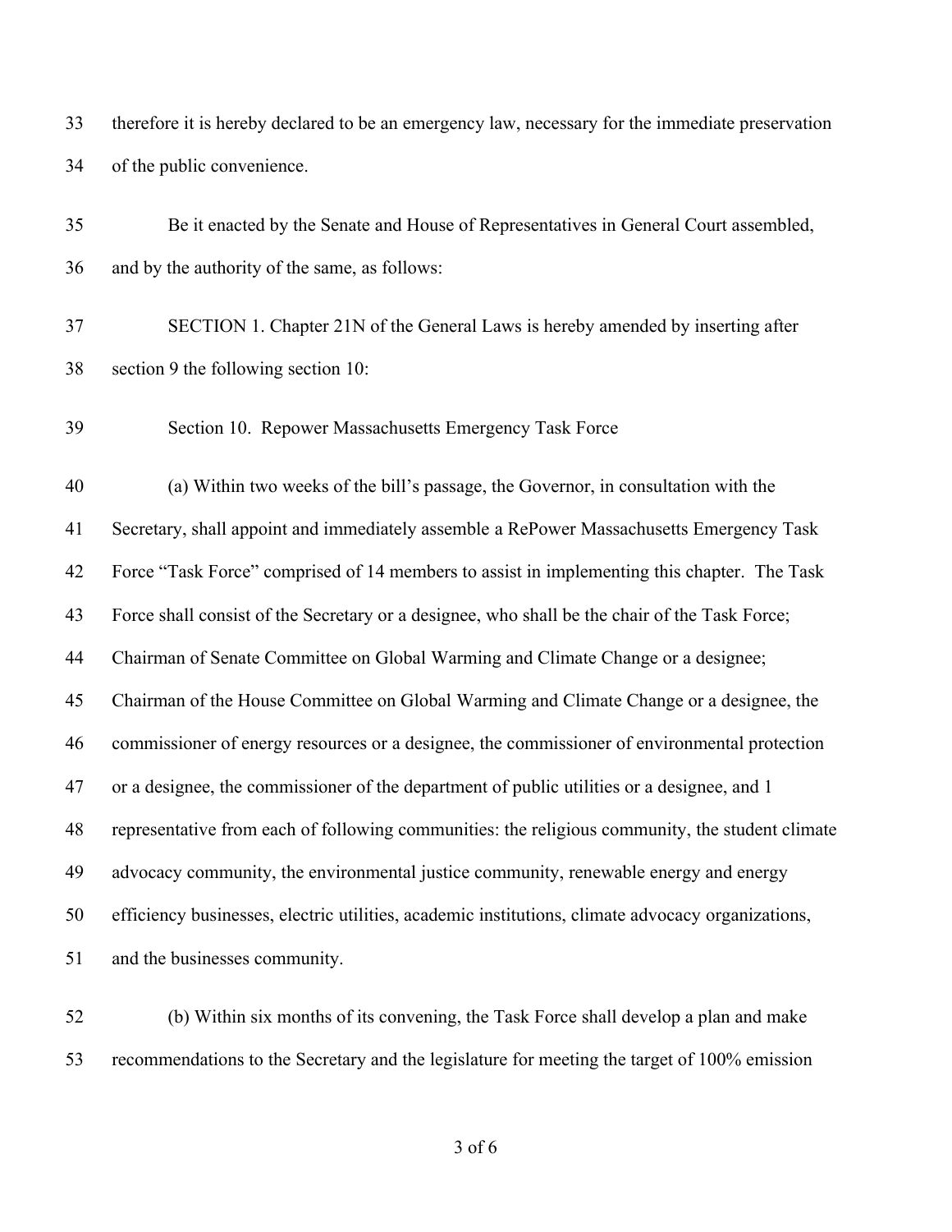therefore it is hereby declared to be an emergency law, necessary for the immediate preservation of the public convenience.

Be it enacted by the Senate and House of Representatives in General Court assembled, and by the authority of the same, as follows:

SECTION 1. Chapter 21N of the General Laws is hereby amended by inserting after section 9 the following section 10:

Section 10. Repower Massachusetts Emergency Task Force

(a) Within two weeks of the bill's passage, the Governor, in consultation with the Secretary, shall appoint and immediately assemble a RePower Massachusetts Emergency Task Force "Task Force" comprised of 14 members to assist in implementing this chapter. The Task Force shall consist of the Secretary or a designee, who shall be the chair of the Task Force; Chairman of Senate Committee on Global Warming and Climate Change or a designee; Chairman of the House Committee on Global Warming and Climate Change or a designee, the commissioner of energy resources or a designee, the commissioner of environmental protection or a designee, the commissioner of the department of public utilities or a designee, and 1 representative from each of following communities: the religious community, the student climate advocacy community, the environmental justice community, renewable energy and energy efficiency businesses, electric utilities, academic institutions, climate advocacy organizations, and the businesses community.

(b) Within six months of its convening, the Task Force shall develop a plan and make recommendations to the Secretary and the legislature for meeting the target of 100% emission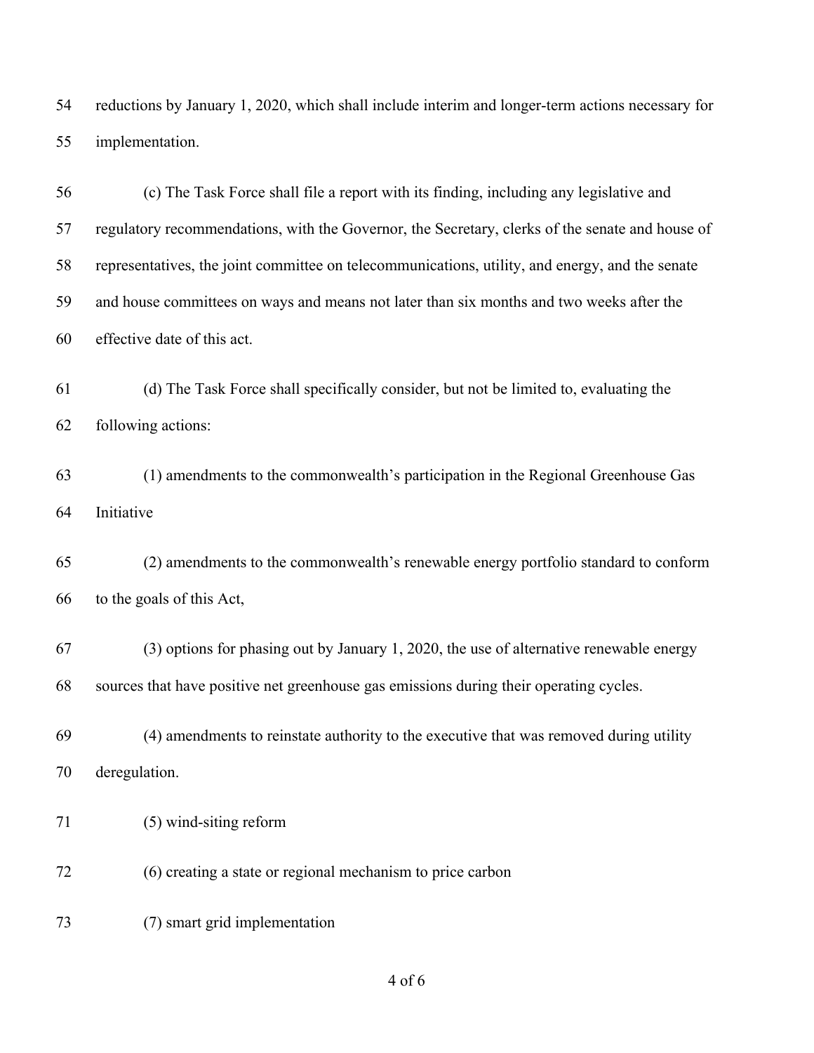reductions by January 1, 2020, which shall include interim and longer-term actions necessary for implementation.

(c) The Task Force shall file a report with its finding, including any legislative and regulatory recommendations, with the Governor, the Secretary, clerks of the senate and house of representatives, the joint committee on telecommunications, utility, and energy, and the senate and house committees on ways and means not later than six months and two weeks after the effective date of this act.

(d) The Task Force shall specifically consider, but not be limited to, evaluating the following actions:

(1) amendments to the commonwealth's participation in the Regional Greenhouse Gas Initiative

(2) amendments to the commonwealth's renewable energy portfolio standard to conform to the goals of this Act,

(3) options for phasing out by January 1, 2020, the use of alternative renewable energy sources that have positive net greenhouse gas emissions during their operating cycles.

(4) amendments to reinstate authority to the executive that was removed during utility deregulation.

(5) wind-siting reform

(6) creating a state or regional mechanism to price carbon

(7) smart grid implementation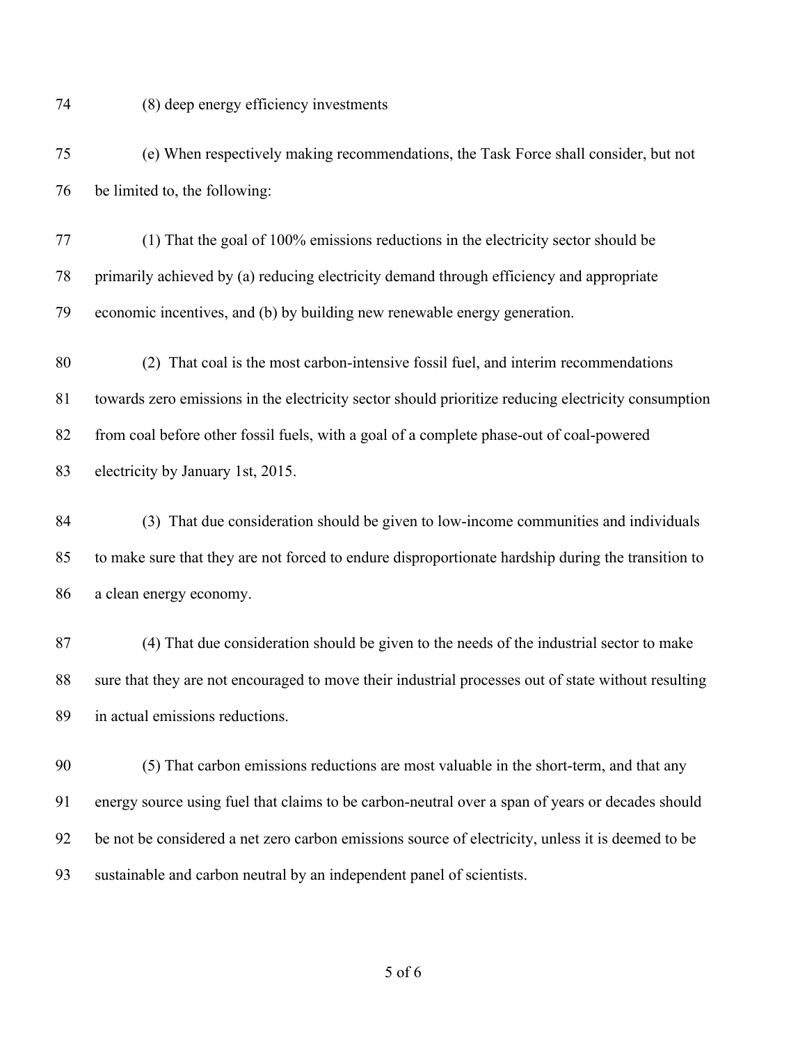(8) deep energy efficiency investments

(e) When respectively making recommendations, the Task Force shall consider, but not be limited to, the following:

(1) That the goal of 100% emissions reductions in the electricity sector should be primarily achieved by (a) reducing electricity demand through efficiency and appropriate economic incentives, and (b) by building new renewable energy generation.

(2) That coal is the most carbon-intensive fossil fuel, and interim recommendations towards zero emissions in the electricity sector should prioritize reducing electricity consumption from coal before other fossil fuels, with a goal of a complete phase-out of coal-powered electricity by January 1st, 2015.

(3) That due consideration should be given to low-income communities and individuals to make sure that they are not forced to endure disproportionate hardship during the transition to a clean energy economy.

(4) That due consideration should be given to the needs of the industrial sector to make sure that they are not encouraged to move their industrial processes out of state without resulting in actual emissions reductions.

(5) That carbon emissions reductions are most valuable in the short-term, and that any energy source using fuel that claims to be carbon-neutral over a span of years or decades should be not be considered a net zero carbon emissions source of electricity, unless it is deemed to be sustainable and carbon neutral by an independent panel of scientists.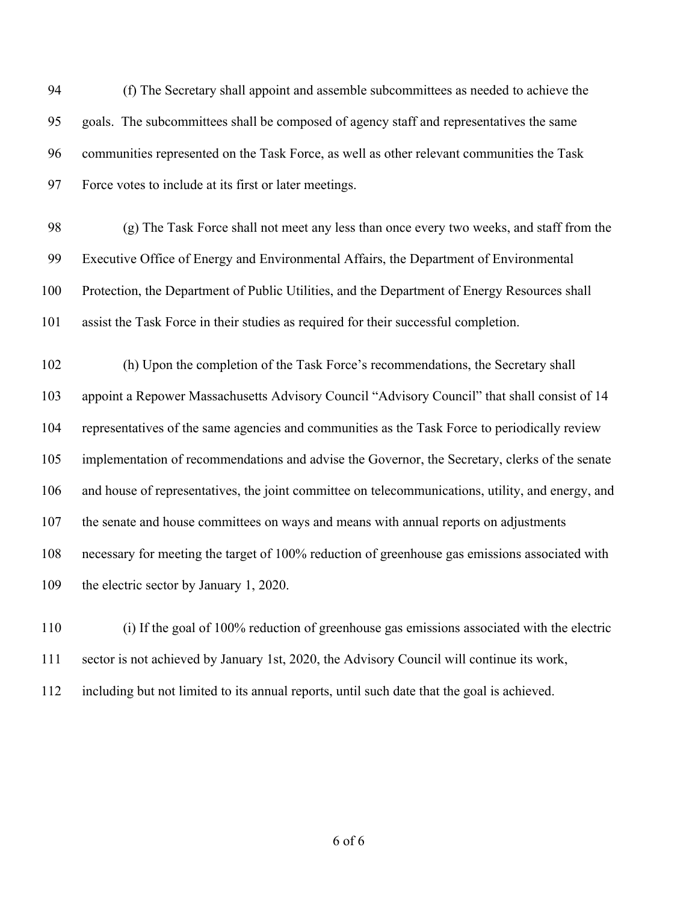(f) The Secretary shall appoint and assemble subcommittees as needed to achieve the goals. The subcommittees shall be composed of agency staff and representatives the same communities represented on the Task Force, as well as other relevant communities the Task Force votes to include at its first or later meetings.

(g) The Task Force shall not meet any less than once every two weeks, and staff from the Executive Office of Energy and Environmental Affairs, the Department of Environmental Protection, the Department of Public Utilities, and the Department of Energy Resources shall assist the Task Force in their studies as required for their successful completion.

(h) Upon the completion of the Task Force's recommendations, the Secretary shall appoint a Repower Massachusetts Advisory Council "Advisory Council" that shall consist of 14 representatives of the same agencies and communities as the Task Force to periodically review implementation of recommendations and advise the Governor, the Secretary, clerks of the senate and house of representatives, the joint committee on telecommunications, utility, and energy, and the senate and house committees on ways and means with annual reports on adjustments necessary for meeting the target of 100% reduction of greenhouse gas emissions associated with the electric sector by January 1, 2020.

(i) If the goal of 100% reduction of greenhouse gas emissions associated with the electric sector is not achieved by January 1st, 2020, the Advisory Council will continue its work, including but not limited to its annual reports, until such date that the goal is achieved.